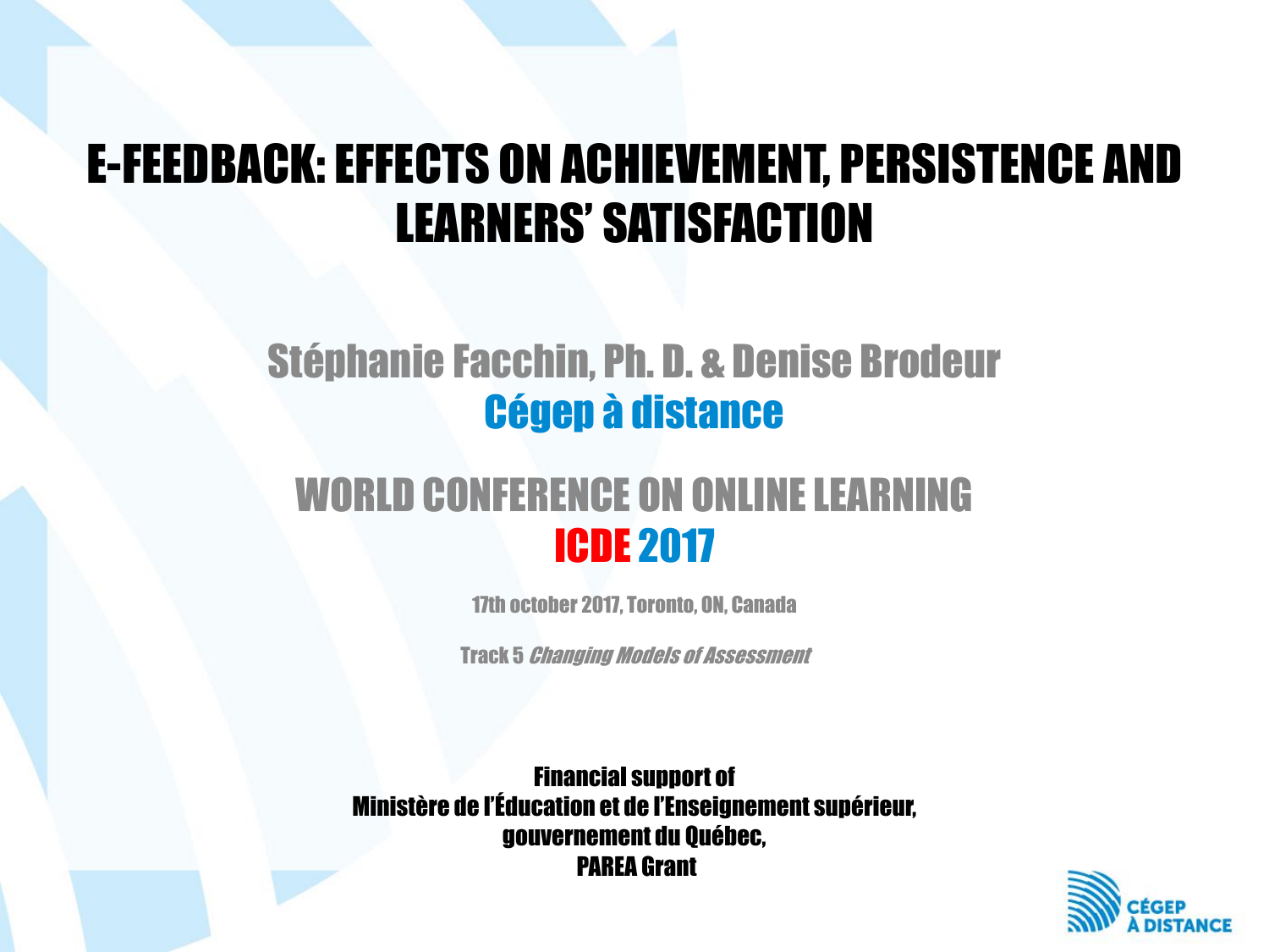# E-FEEDBACK: EFFECTS ON ACHIEVEMENT, PERSISTENCE AND LEARNERS' SATISFACTION

## Stéphanie Facchin, Ph. D. & Denise Brodeur

## Cégep à distance

## WORLD CONFERENCE ON ONLINE LEARNING

## ICDE 2017

17th october 2017, Toronto, ON, Canada

Track 5 *Changing Models of Assessment*

**Financial support of**
**Ministère de l'Éducation et de l'Enseignement supérieur,**
**gouvernement du Québec,**
**PAREA Grant**

CÉGEP À DISTANCE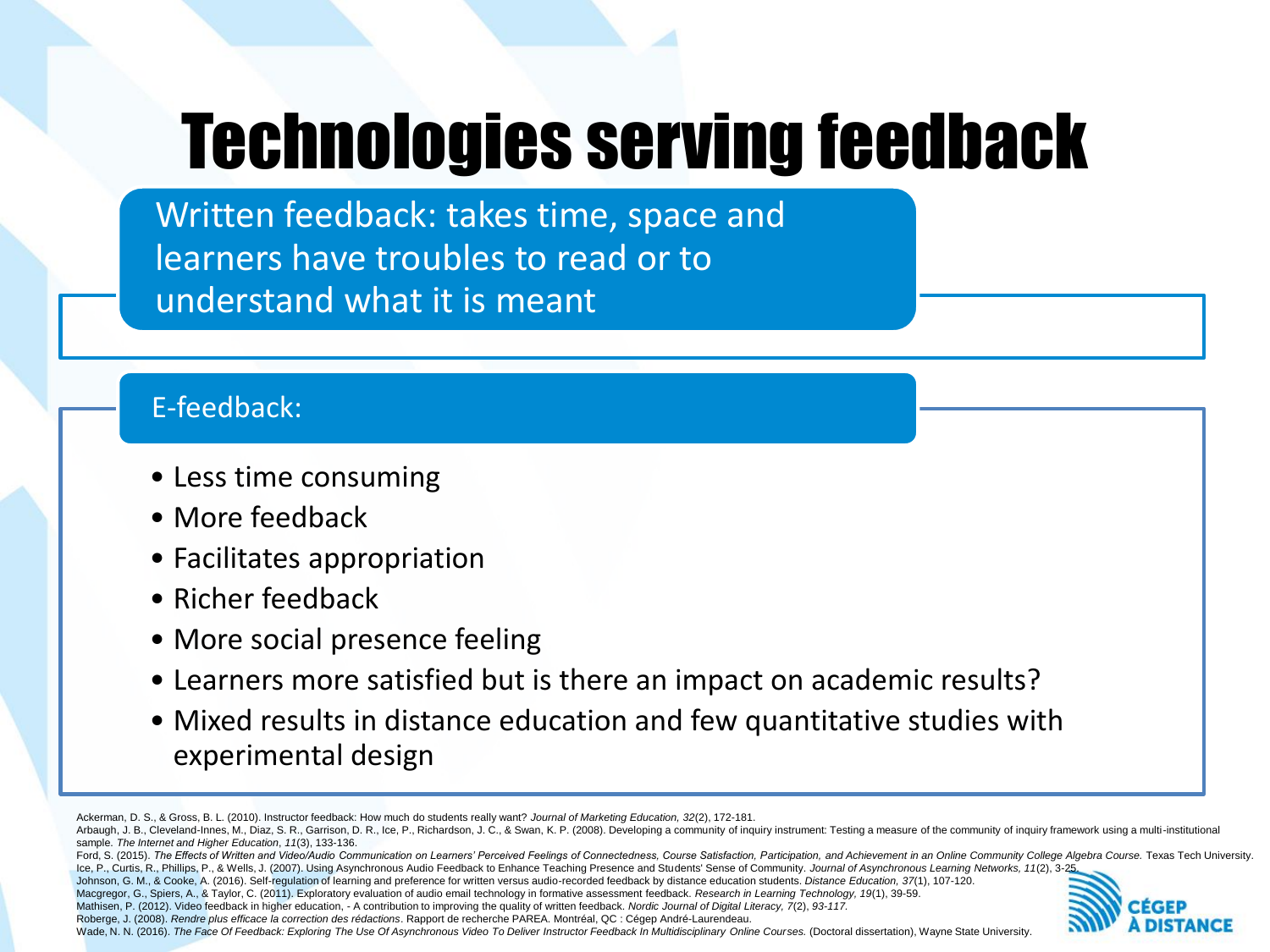# Technologies serving feedback

Written feedback: takes time, space and learners have troubles to read or to understand what it is meant

E-feedback:

- Less time consuming
- More feedback
- Facilitates appropriation
- Richer feedback
- More social presence feeling
- Learners more satisfied but is there an impact on academic results?
- Mixed results in distance education and few quantitative studies with experimental design

Ackerman, D. S., & Gross, B. L. (2010). Instructor feedback: How much do students really want? *Journal of Marketing Education, 32*(2), 172-181.

Arbaugh, J. B., Cleveland-Innes, M., Diaz, S. R., Garrison, D. R., Ice, P., Richardson, J. C., & Swan, K. P. (2008). Developing a community of inquiry instrument: Testing a measure of the community of inquiry framework using a multi-institutional sample. *The Internet and Higher Education*, *11*(3), 133-136.

Ford, S. (2015). *The Effects of Written and Video/Audio Communication on Learners' Perceived Feelings of Connectedness, Course Satisfaction, Participation, and Achievement in an Online Community College Algebra Course.* Texas Tech University.

Ice, P., Curtis, R., Phillips, P., & Wells, J. (2007). Using Asynchronous Audio Feedback to Enhance Teaching Presence and Students' Sense of Community. *Journal of Asynchronous Learning Networks, 11*(2), 3-25.

Johnson, G. M., & Cooke, A. (2016). Self-regulation of learning and preference for written versus audio-recorded feedback by distance education students. *Distance Education, 37*(1), 107-120.

Macgregor, G., Spiers, A., & Taylor, C. (2011). Exploratory evaluation of audio email technology in formative assessment feedback. *Research in Learning Technology, 19*(1), 39-59.

Mathisen, P. (2012). Video feedback in higher education, - A contribution to improving the quality of written feedback. *Nordic Journal of Digital Literacy, 7*(2), *93-117.*

Roberge, J. (2008). *Rendre plus efficace la correction des rédactions*. Rapport de recherche PAREA. Montréal, QC : Cégep André-Laurendeau.

Wade, N. N. (2016). *The Face Of Feedback: Exploring The Use Of Asynchronous Video To Deliver Instructor Feedback In Multidisciplinary Online Courses.* (Doctoral dissertation), Wayne State University.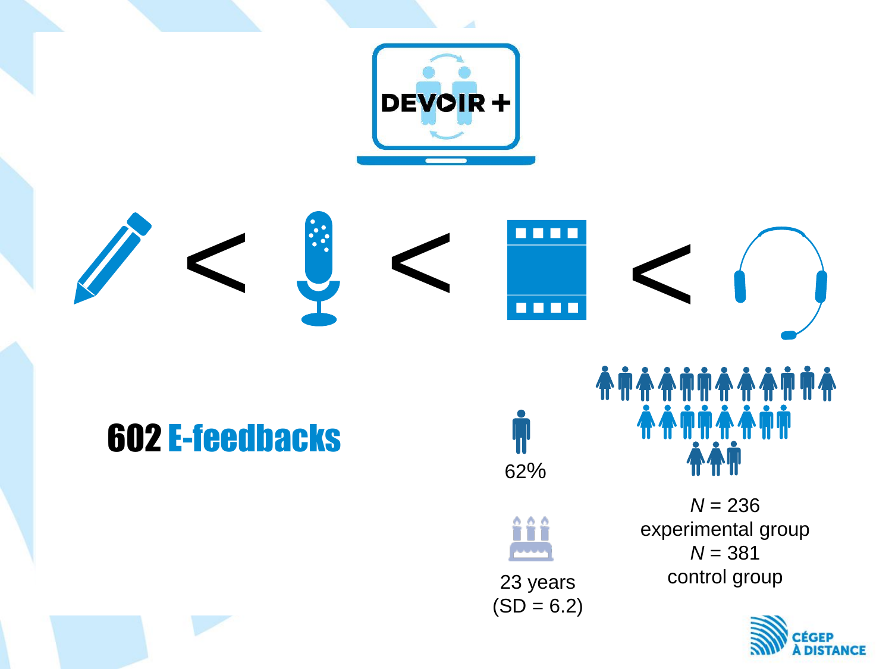DEVOIR +

< < <

**602 E-feedbacks**

62%

23 years (SD = 6.2)

*N* = 236 experimental group

*N* = 381 control group

CÉGEP À DISTANCE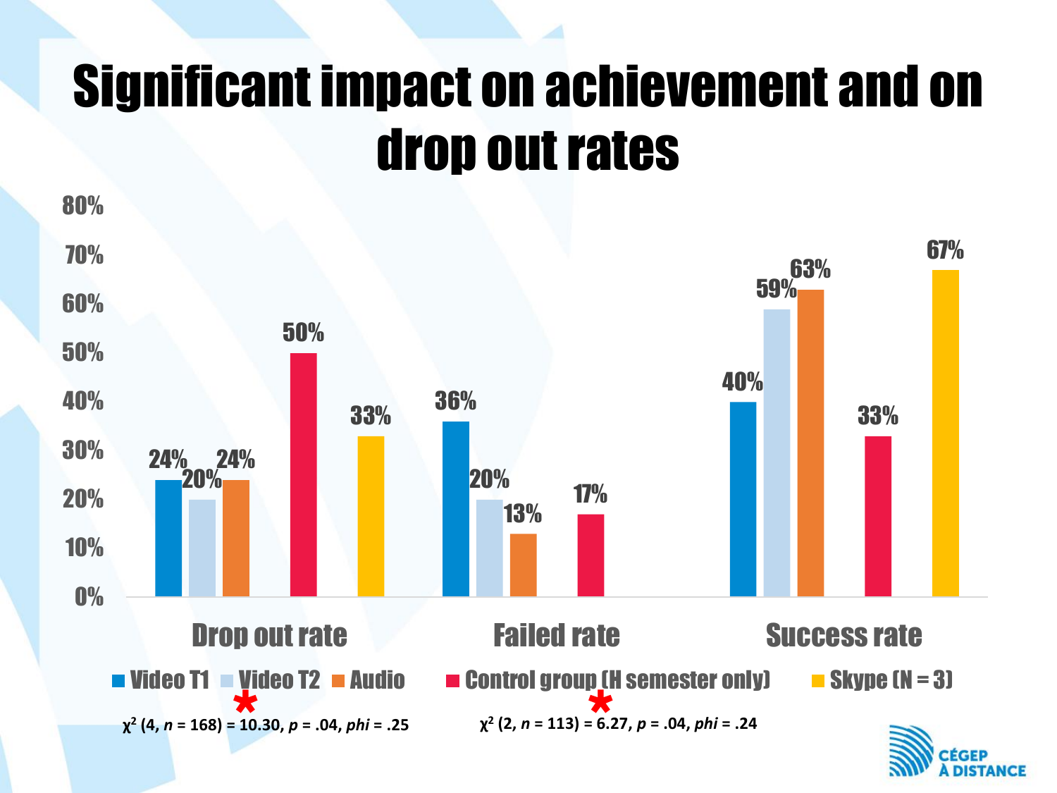# Significant impact on achievement and on drop out rates

| | Video T1 | Video T2 | Audio | Control group (H semester only) | Skype (N = 3) |
|---|---|---|---|---|---|
| Drop out rate | 24% | 20% | 24% | 50% | 33% |
| Failed rate | 36% | 20% | 13% | 17% | |
| Success rate | 40% | 59% | 63% | 33% | 67% |

$\chi^2$ (4, *n* = 168) = 10.30, *p* = .04, *phi* = .25 *

$\chi^2$ (2, *n* = 113) = 6.27, *p* = .04, *phi* = .24 *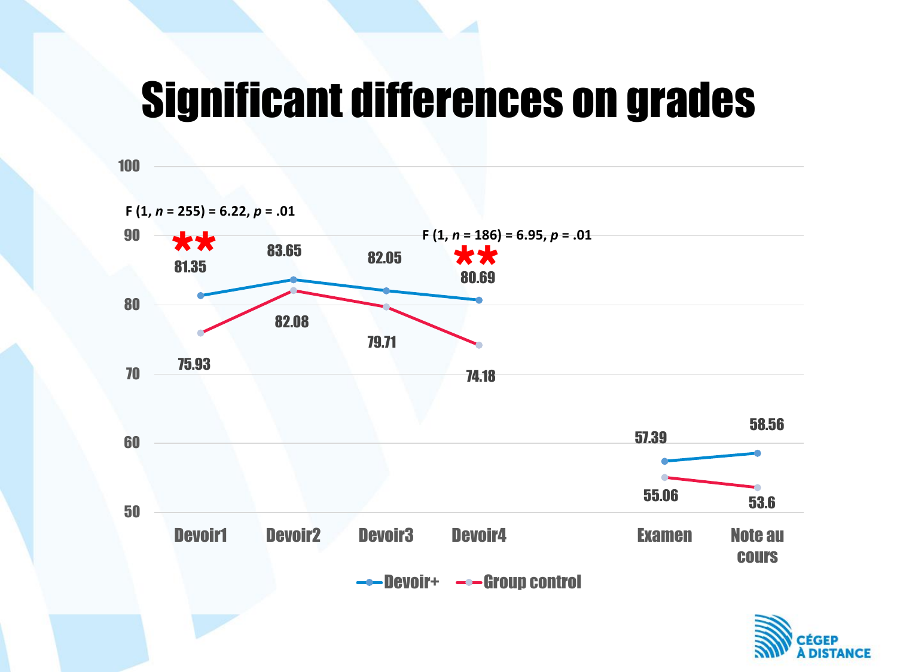# Significant differences on grades

$F$ (1, $n$ = 255) = 6.22, $p$ = .01 **

$F$ (1, $n$ = 186) = 6.95, $p$ = .01 **

| | Devoir1 | Devoir2 | Devoir3 | Devoir4 | Examen | Note au cours |
|---|---|---|---|---|---|---|
| Devoir+ | 81.35 | 83.65 | 82.05 | 80.69 | 57.39 | 58.56 |
| Group control | 75.93 | 82.08 | 79.71 | 74.18 | 55.06 | 53.6 |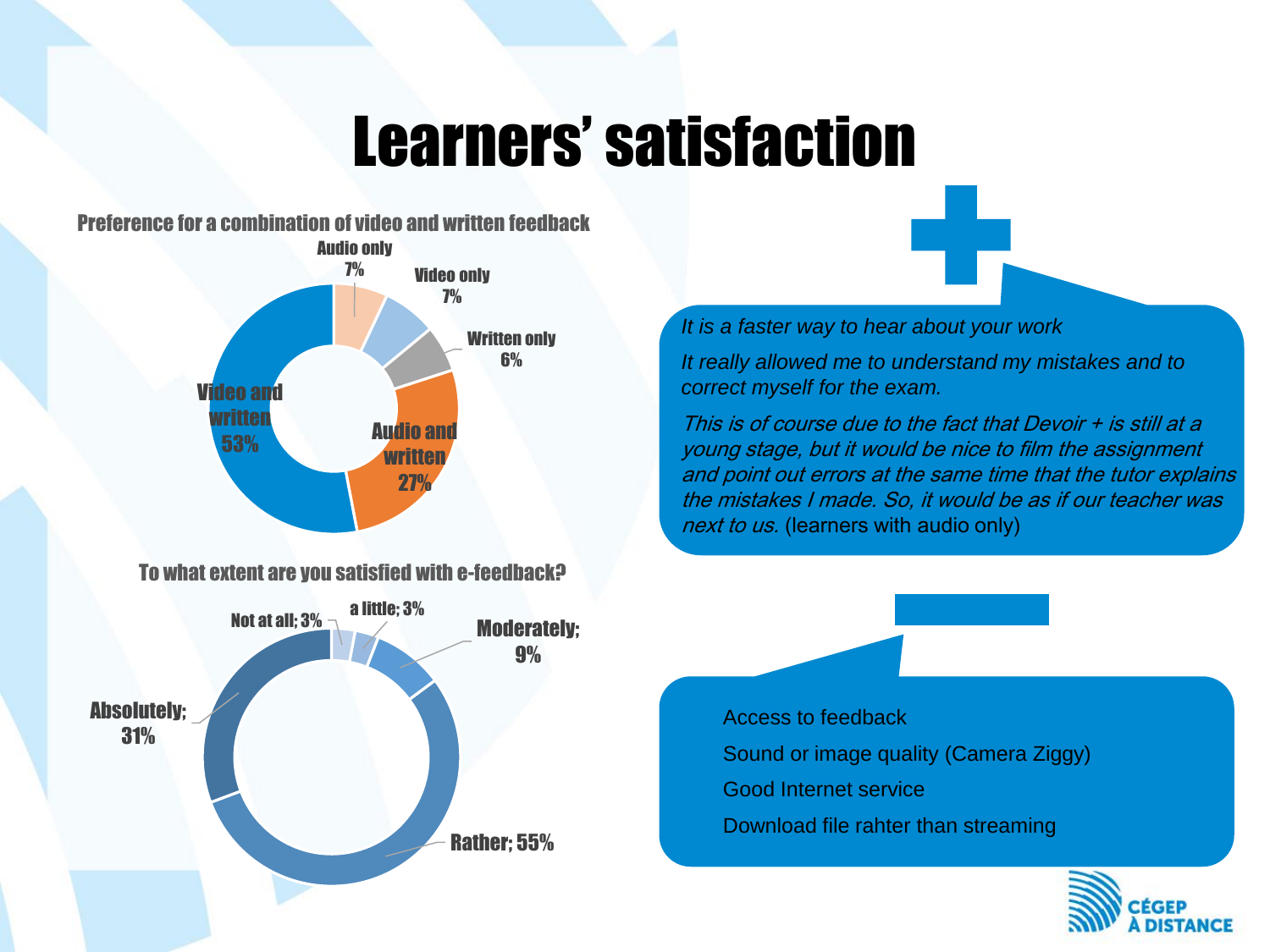# Learners' satisfaction

**Preference for a combination of video and written feedback**

| Preference | Percentage |
|---|---|
| Audio only | 7% |
| Video only | 7% |
| Written only | 6% |
| Audio and written | 27% |
| Video and written | 53% |

**To what extent are you satisfied with e-feedback?**

| Response | Percentage |
|---|---|
| Not at all | 3% |
| a little | 3% |
| Moderately | 9% |
| Rather | 55% |
| Absolutely | 31% |

**+**

*It is a faster way to hear about your work*

*It really allowed me to understand my mistakes and to correct myself for the exam.*

*This is of course due to the fact that Devoir + is still at a young stage, but it would be nice to film the assignment and point out errors at the same time that the tutor explains the mistakes I made. So, it would be as if our teacher was next to us.* (learners with audio only)

**–**

- Access to feedback
- Sound or image quality (Camera Ziggy)
- Good Internet service
- Download file rahter than streaming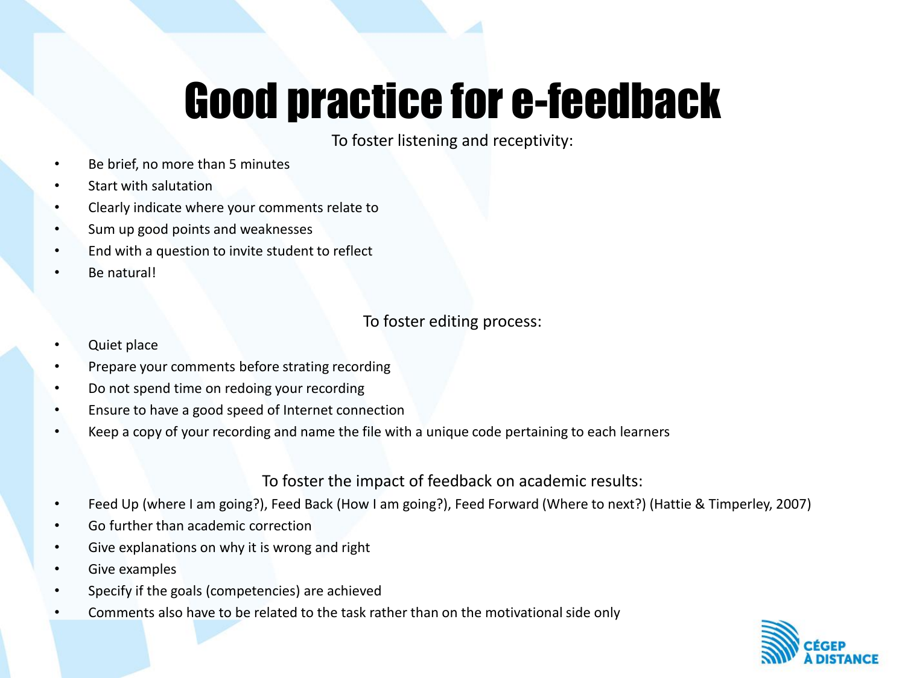# Good practice for e-feedback

To foster listening and receptivity:

- Be brief, no more than 5 minutes
- Start with salutation
- Clearly indicate where your comments relate to
- Sum up good points and weaknesses
- End with a question to invite student to reflect
- Be natural!

To foster editing process:

- Quiet place
- Prepare your comments before strating recording
- Do not spend time on redoing your recording
- Ensure to have a good speed of Internet connection
- Keep a copy of your recording and name the file with a unique code pertaining to each learners

To foster the impact of feedback on academic results:

- Feed Up (where I am going?), Feed Back (How I am going?), Feed Forward (Where to next?) (Hattie & Timperley, 2007)
- Go further than academic correction
- Give explanations on why it is wrong and right
- Give examples
- Specify if the goals (competencies) are achieved
- Comments also have to be related to the task rather than on the motivational side only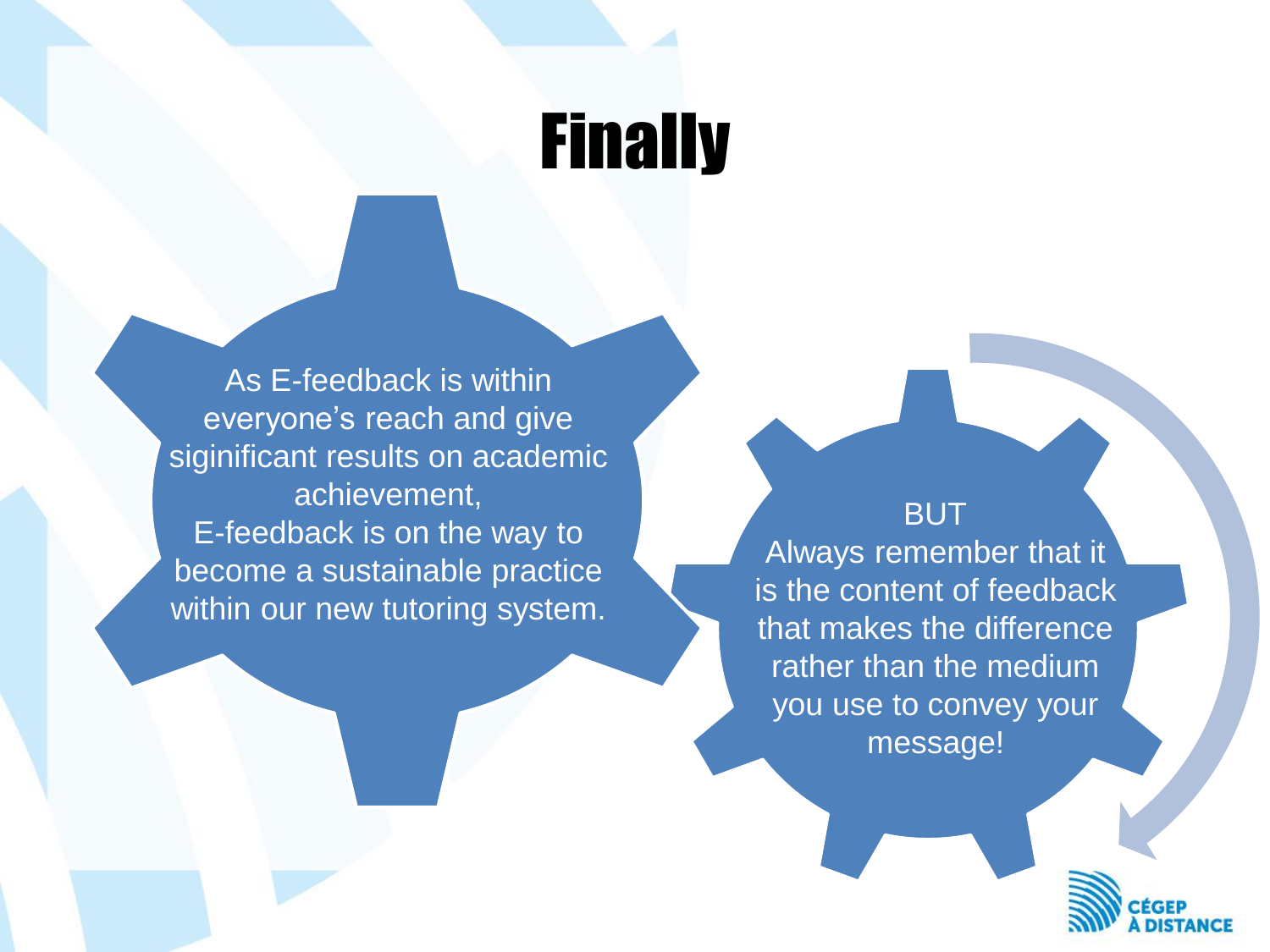# Finally

As E-feedback is within everyone's reach and give siginificant results on academic achievement,
E-feedback is on the way to become a sustainable practice within our new tutoring system.

BUT
Always remember that it is the content of feedback that makes the difference rather than the medium you use to convey your message!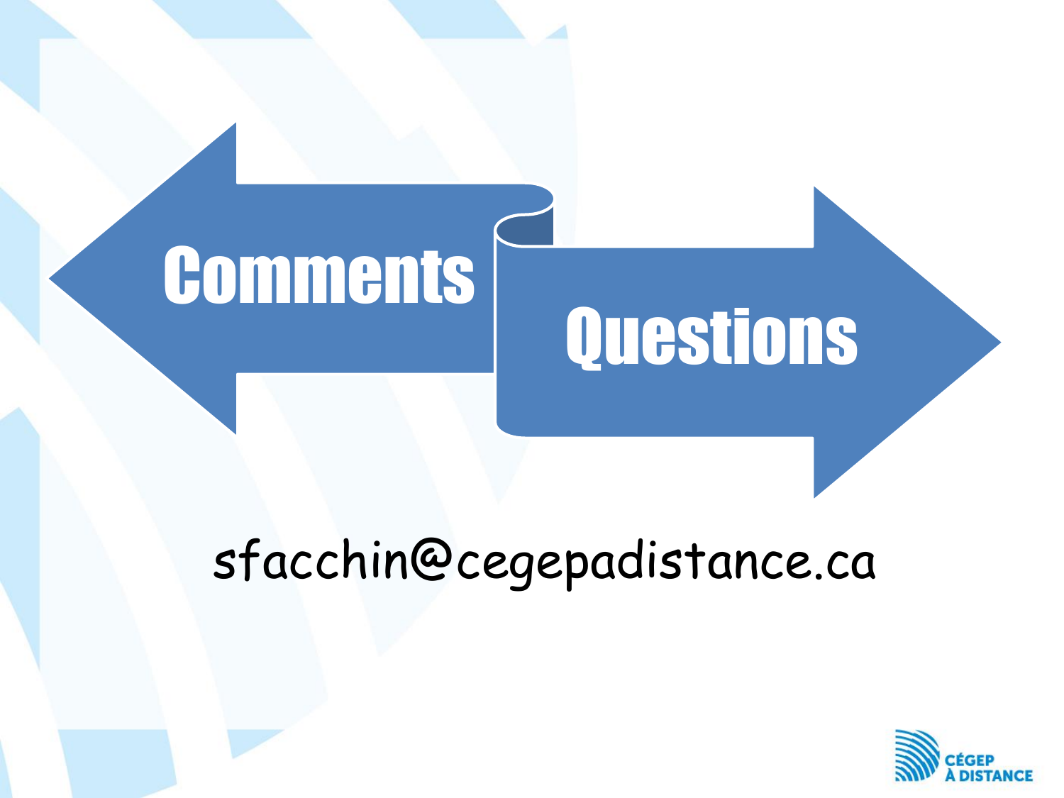Comments

Questions

sfacchin@cegepadistance.ca